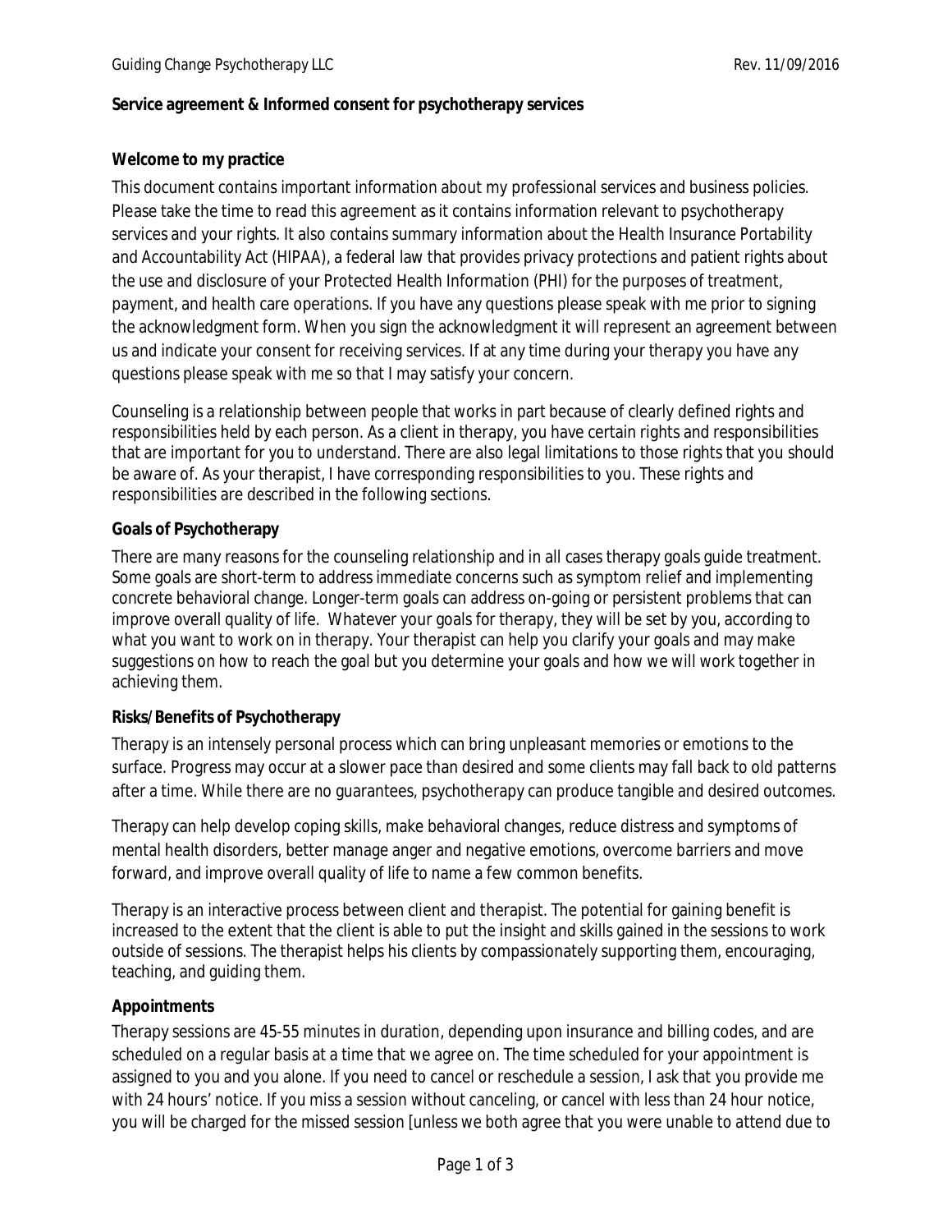**Service agreement & Informed consent for psychotherapy services**

**Welcome to my practice**

This document contains important information about my professional services and business policies. Please take the time to read this agreement as it contains information relevant to psychotherapy services and your rights. It also contains summary information about the Health Insurance Portability and Accountability Act (HIPAA), a federal law that provides privacy protections and patient rights about the use and disclosure of your Protected Health Information (PHI) for the purposes of treatment, payment, and health care operations. If you have any questions please speak with me prior to signing the acknowledgment form. When you sign the acknowledgment it will represent an agreement between us and indicate your consent for receiving services. If at any time during your therapy you have any questions please speak with me so that I may satisfy your concern.

Counseling is a relationship between people that works in part because of clearly defined rights and responsibilities held by each person. As a client in therapy, you have certain rights and responsibilities that are important for you to understand. There are also legal limitations to those rights that you should be aware of. As your therapist, I have corresponding responsibilities to you. These rights and responsibilities are described in the following sections.

**Goals of Psychotherapy**

There are many reasons for the counseling relationship and in all cases therapy goals guide treatment. Some goals are short-term to address immediate concerns such as symptom relief and implementing concrete behavioral change. Longer-term goals can address on-going or persistent problems that can improve overall quality of life. Whatever your goals for therapy, they will be set by you, according to what you want to work on in therapy. Your therapist can help you clarify your goals and may make suggestions on how to reach the goal but you determine your goals and how we will work together in achieving them.

**Risks/Benefits of Psychotherapy**

Therapy is an intensely personal process which can bring unpleasant memories or emotions to the surface. Progress may occur at a slower pace than desired and some clients may fall back to old patterns after a time. While there are no guarantees, psychotherapy can produce tangible and desired outcomes.

Therapy can help develop coping skills, make behavioral changes, reduce distress and symptoms of mental health disorders, better manage anger and negative emotions, overcome barriers and move forward, and improve overall quality of life to name a few common benefits.

Therapy is an interactive process between client and therapist. The potential for gaining benefit is increased to the extent that the client is able to put the insight and skills gained in the sessions to work outside of sessions. The therapist helps his clients by compassionately supporting them, encouraging, teaching, and guiding them.

**Appointments**

Therapy sessions are 45-55 minutes in duration, depending upon insurance and billing codes, and are scheduled on a regular basis at a time that we agree on. The time scheduled for your appointment is assigned to you and you alone. If you need to cancel or reschedule a session, I ask that you provide me with 24 hours' notice. If you miss a session without canceling, or cancel with less than 24 hour notice, you will be charged for the missed session [unless we both agree that you were unable to attend due to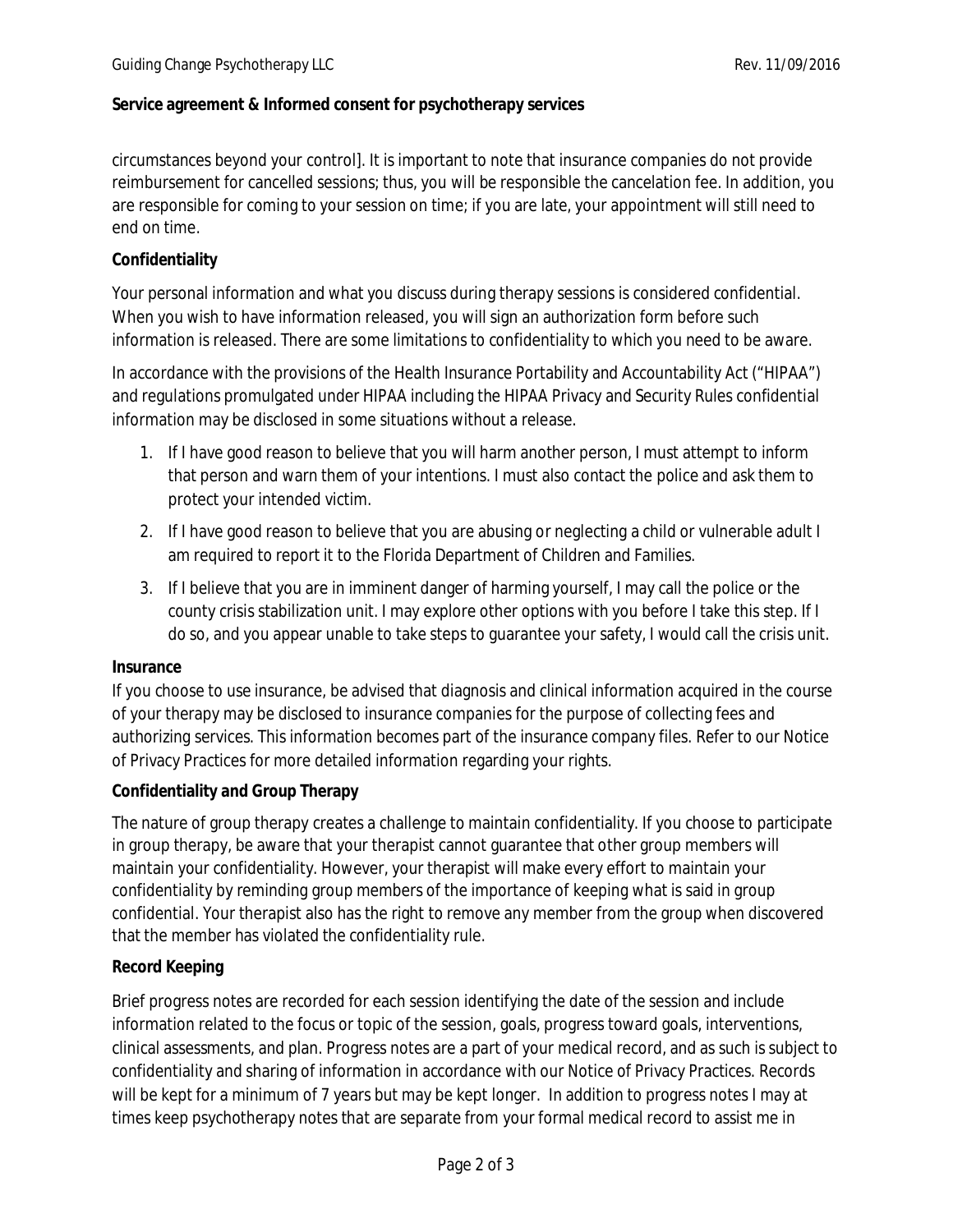circumstances beyond your control]. It is important to note that insurance companies do not provide reimbursement for cancelled sessions; thus, you will be responsible the cancelation fee. In addition, you are responsible for coming to your session on time; if you are late, your appointment will still need to end on time.

**Confidentiality**

Your personal information and what you discuss during therapy sessions is considered confidential. When you wish to have information released, you will sign an authorization form before such information is released. There are some limitations to confidentiality to which you need to be aware.

In accordance with the provisions of the Health Insurance Portability and Accountability Act ("HIPAA") and regulations promulgated under HIPAA including the HIPAA Privacy and Security Rules confidential information may be disclosed in some situations without a release.

1. If I have good reason to believe that you will harm another person, I must attempt to inform that person and warn them of your intentions. I must also contact the police and ask them to protect your intended victim.
2. If I have good reason to believe that you are abusing or neglecting a child or vulnerable adult I am required to report it to the Florida Department of Children and Families.
3. If I believe that you are in imminent danger of harming yourself, I may call the police or the county crisis stabilization unit. I may explore other options with you before I take this step. If I do so, and you appear unable to take steps to guarantee your safety, I would call the crisis unit.

**Insurance**

If you choose to use insurance, be advised that diagnosis and clinical information acquired in the course of your therapy may be disclosed to insurance companies for the purpose of collecting fees and authorizing services. This information becomes part of the insurance company files. Refer to our Notice of Privacy Practices for more detailed information regarding your rights.

**Confidentiality and Group Therapy**

The nature of group therapy creates a challenge to maintain confidentiality. If you choose to participate in group therapy, be aware that your therapist cannot guarantee that other group members will maintain your confidentiality. However, your therapist will make every effort to maintain your confidentiality by reminding group members of the importance of keeping what is said in group confidential. Your therapist also has the right to remove any member from the group when discovered that the member has violated the confidentiality rule.

**Record Keeping**

Brief progress notes are recorded for each session identifying the date of the session and include information related to the focus or topic of the session, goals, progress toward goals, interventions, clinical assessments, and plan. Progress notes are a part of your medical record, and as such is subject to confidentiality and sharing of information in accordance with our Notice of Privacy Practices. Records will be kept for a minimum of 7 years but may be kept longer. In addition to progress notes I may at times keep psychotherapy notes that are separate from your formal medical record to assist me in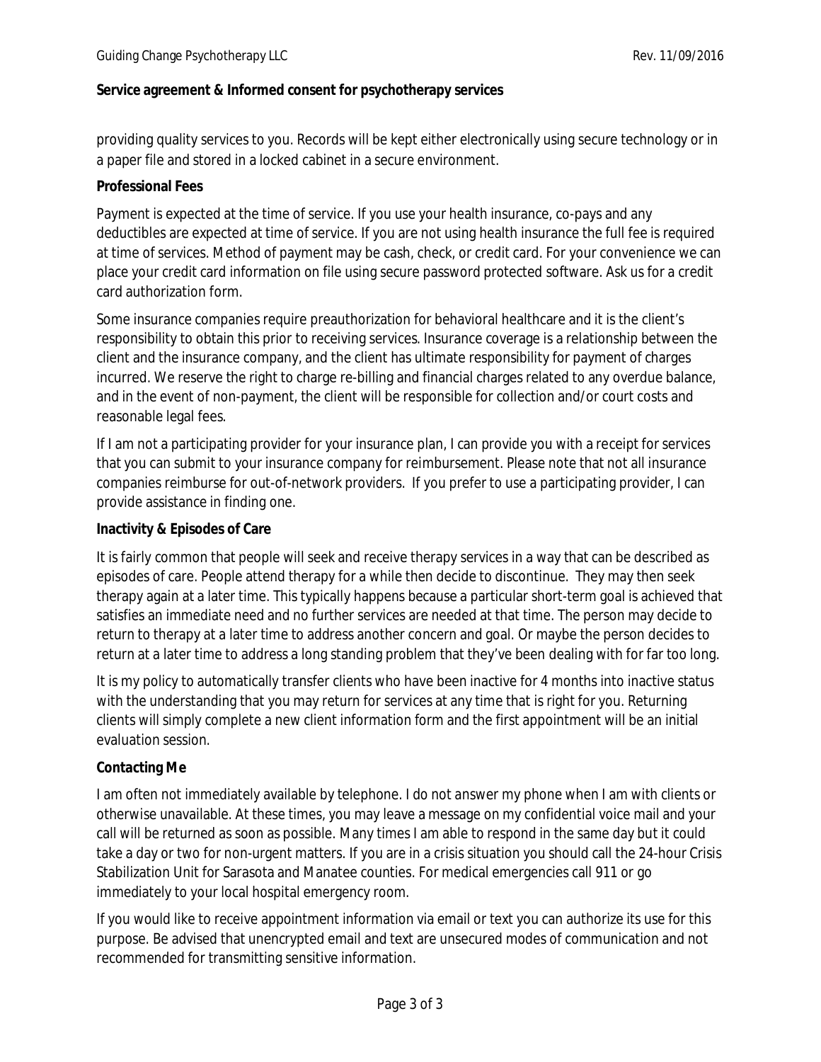providing quality services to you. Records will be kept either electronically using secure technology or in a paper file and stored in a locked cabinet in a secure environment.

**Professional Fees**

Payment is expected at the time of service. If you use your health insurance, co-pays and any deductibles are expected at time of service. If you are not using health insurance the full fee is required at time of services. Method of payment may be cash, check, or credit card. For your convenience we can place your credit card information on file using secure password protected software. Ask us for a credit card authorization form.

Some insurance companies require preauthorization for behavioral healthcare and it is the client's responsibility to obtain this prior to receiving services. Insurance coverage is a relationship between the client and the insurance company, and the client has ultimate responsibility for payment of charges incurred. We reserve the right to charge re-billing and financial charges related to any overdue balance, and in the event of non-payment, the client will be responsible for collection and/or court costs and reasonable legal fees.

If I am not a participating provider for your insurance plan, I can provide you with a receipt for services that you can submit to your insurance company for reimbursement. Please note that not all insurance companies reimburse for out-of-network providers. If you prefer to use a participating provider, I can provide assistance in finding one.

**Inactivity & Episodes of Care**

It is fairly common that people will seek and receive therapy services in a way that can be described as episodes of care. People attend therapy for a while then decide to discontinue. They may then seek therapy again at a later time. This typically happens because a particular short-term goal is achieved that satisfies an immediate need and no further services are needed at that time. The person may decide to return to therapy at a later time to address another concern and goal. Or maybe the person decides to return at a later time to address a long standing problem that they've been dealing with for far too long.

It is my policy to automatically transfer clients who have been inactive for 4 months into inactive status with the understanding that you may return for services at any time that is right for you. Returning clients will simply complete a new client information form and the first appointment will be an initial evaluation session.

**Contacting Me**

I am often not immediately available by telephone. I do not answer my phone when I am with clients or otherwise unavailable. At these times, you may leave a message on my confidential voice mail and your call will be returned as soon as possible. Many times I am able to respond in the same day but it could take a day or two for non-urgent matters. If you are in a crisis situation you should call the 24-hour Crisis Stabilization Unit for Sarasota and Manatee counties. For medical emergencies call 911 or go immediately to your local hospital emergency room.

If you would like to receive appointment information via email or text you can authorize its use for this purpose. Be advised that unencrypted email and text are unsecured modes of communication and not recommended for transmitting sensitive information.